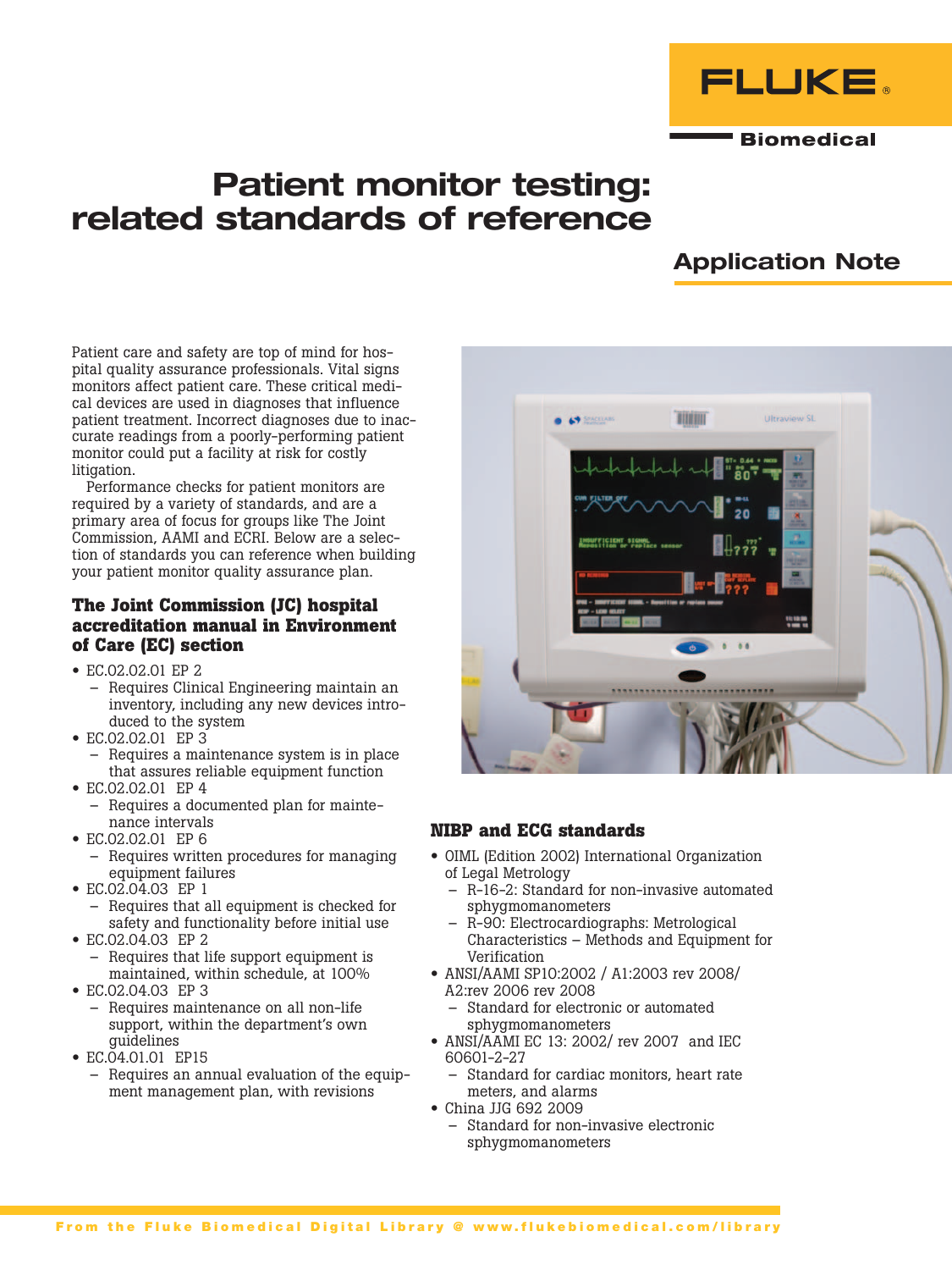FLUKE

Biomedical

# Patient monitor testing: related standards of reference

## Application Note

Patient care and safety are top of mind for hospital quality assurance professionals. Vital signs monitors affect patient care. These critical medical devices are used in diagnoses that influence patient treatment. Incorrect diagnoses due to inaccurate readings from a poorly-performing patient monitor could put a facility at risk for costly litigation.

Performance checks for patient monitors are required by a variety of standards, and are a primary area of focus for groups like The Joint Commission, AAMI and ECRI. Below are a selection of standards you can reference when building your patient monitor quality assurance plan.

### The Joint Commission (JC) hospital accreditation manual in Environment of Care (EC) section

- EC.02.02.01 EP 2
  - Requires Clinical Engineering maintain an inventory, including any new devices introduced to the system
- EC.02.02.01 EP 3
  - Requires a maintenance system is in place that assures reliable equipment function
- EC.02.02.01 EP 4
  - Requires a documented plan for maintenance intervals
- EC.02.02.01 EP 6
  - Requires written procedures for managing equipment failures
- EC.02.04.03 EP 1
  - Requires that all equipment is checked for safety and functionality before initial use
- EC.02.04.03 EP 2
  - Requires that life support equipment is maintained, within schedule, at 100%
- EC.02.04.03 EP 3
  - Requires maintenance on all non-life support, within the department's own guidelines
- EC.04.01.01 EP15
  - Requires an annual evaluation of the equipment management plan, with revisions

### NIBP and ECG standards

- OIML (Edition 2002) International Organization of Legal Metrology
  - R-16-2: Standard for non-invasive automated sphygmomanometers
  - R-90: Electrocardiographs: Metrological Characteristics – Methods and Equipment for Verification
- ANSI/AAMI SP10:2002 / A1:2003 rev 2008/ A2:rev 2006 rev 2008
  - Standard for electronic or automated sphygmomanometers
- ANSI/AAMI EC 13: 2002/ rev 2007 and IEC 60601-2-27
  - Standard for cardiac monitors, heart rate meters, and alarms
- China JJG 692 2009
  - Standard for non-invasive electronic sphygmomanometers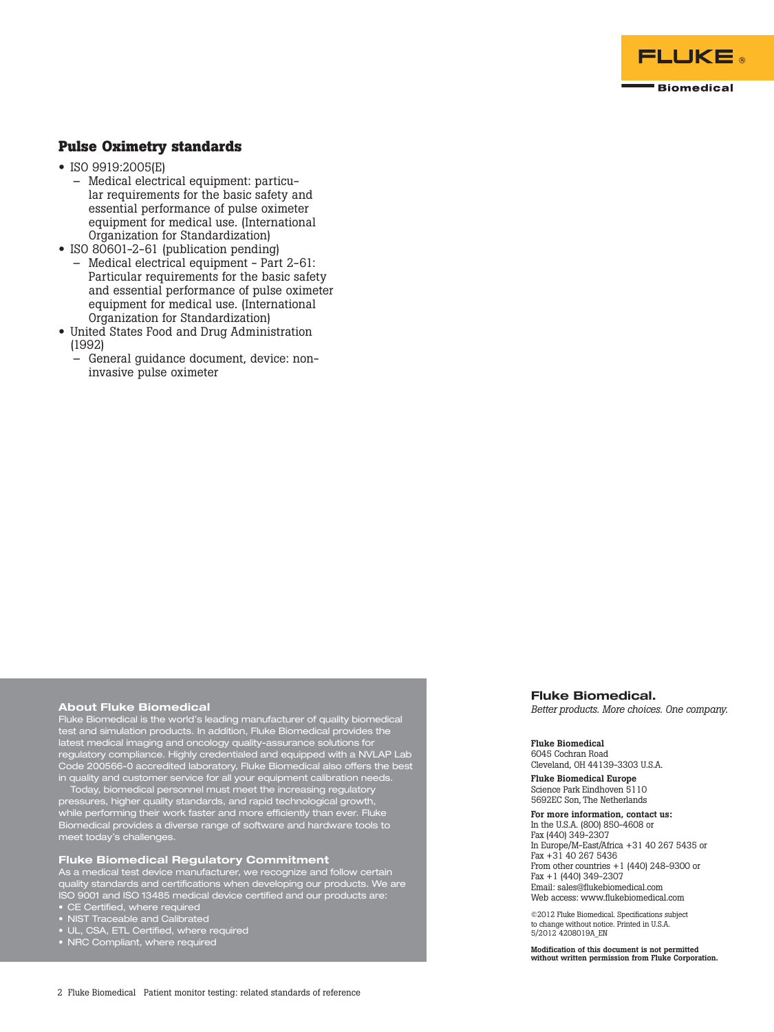## Pulse Oximetry standards

- ISO 9919:2005(E)
  - Medical electrical equipment: particular requirements for the basic safety and essential performance of pulse oximeter equipment for medical use. (International Organization for Standardization)
- ISO 80601-2-61 (publication pending)
  - Medical electrical equipment - Part 2-61: Particular requirements for the basic safety and essential performance of pulse oximeter equipment for medical use. (International Organization for Standardization)
- United States Food and Drug Administration (1992)
  - General guidance document, device: non-invasive pulse oximeter

### About Fluke Biomedical

Fluke Biomedical is the world's leading manufacturer of quality biomedical test and simulation products. In addition, Fluke Biomedical provides the latest medical imaging and oncology quality-assurance solutions for regulatory compliance. Highly credentialed and equipped with a NVLAP Lab Code 200566-0 accredited laboratory, Fluke Biomedical also offers the best in quality and customer service for all your equipment calibration needs.

Today, biomedical personnel must meet the increasing regulatory pressures, higher quality standards, and rapid technological growth, while performing their work faster and more efficiently than ever. Fluke Biomedical provides a diverse range of software and hardware tools to meet today's challenges.

### Fluke Biomedical Regulatory Commitment

As a medical test device manufacturer, we recognize and follow certain quality standards and certifications when developing our products. We are ISO 9001 and ISO 13485 medical device certified and our products are:

- CE Certified, where required
- NIST Traceable and Calibrated
- UL, CSA, ETL Certified, where required
- NRC Compliant, where required

**Fluke Biomedical.**
*Better products. More choices. One company.*

**Fluke Biomedical**
6045 Cochran Road
Cleveland, OH 44139-3303 U.S.A.

**Fluke Biomedical Europe**
Science Park Eindhoven 5110
5692EC Son, The Netherlands

**For more information, contact us:**
In the U.S.A. (800) 850-4608 or
Fax (440) 349-2307
In Europe/M-East/Africa +31 40 267 5435 or
Fax +31 40 267 5436
From other countries +1 (440) 248-9300 or
Fax +1 (440) 349-2307
Email: sales@flukebiomedical.com
Web access: www.flukebiomedical.com

©2012 Fluke Biomedical. Specifications subject to change without notice. Printed in U.S.A.
5/2012 4208019A_EN

**Modification of this document is not permitted without written permission from Fluke Corporation.**